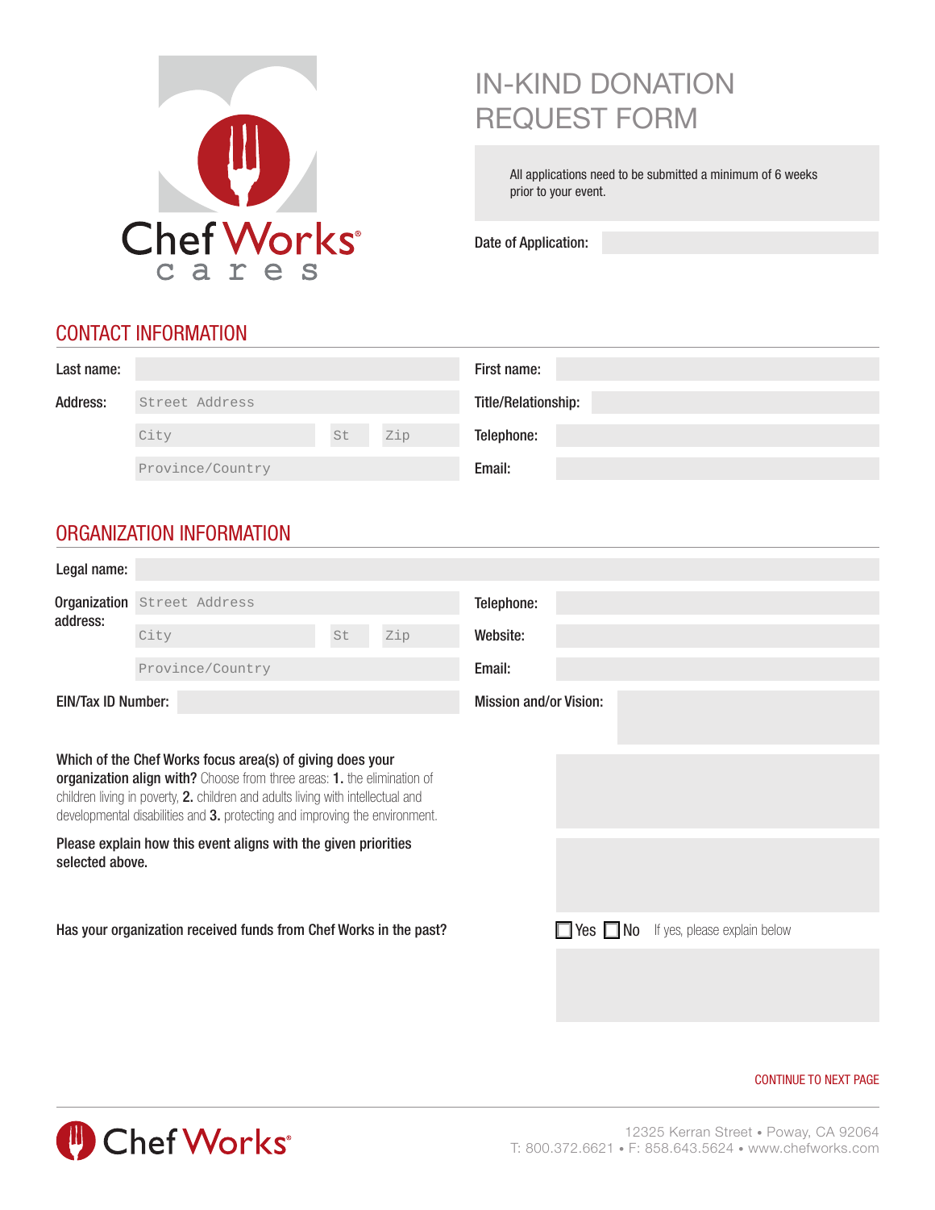Chef Works cares

# IN-KIND DONATION REQUEST FORM

All applications need to be submitted a minimum of 6 weeks prior to your event.

**Date of Application:**

## CONTACT INFORMATION

| | | | |
|---|---|---|---|
| **Last name:** | | **First name:** | |
| **Address:** | Street Address | **Title/Relationship:** | |
| | City / St / Zip | **Telephone:** | |
| | Province/Country | **Email:** | |

## ORGANIZATION INFORMATION

**Legal name:**

| | | | |
|---|---|---|---|
| **Organization address:** | Street Address | **Telephone:** | |
| | City / St / Zip | **Website:** | |
| | Province/Country | **Email:** | |
| **EIN/Tax ID Number:** | | **Mission and/or Vision:** | |

**Which of the Chef Works focus area(s) of giving does your organization align with?** Choose from three areas: **1.** the elimination of children living in poverty, **2.** children and adults living with intellectual and developmental disabilities and **3.** protecting and improving the environment.

**Please explain how this event aligns with the given priorities selected above.**

**Has your organization received funds from Chef Works in the past?** ☐ Yes ☐ No If yes, please explain below

CONTINUE TO NEXT PAGE

Chef Works

12325 Kerran Street • Poway, CA 92064
T: 800.372.6621 • F: 858.643.5624 • www.chefworks.com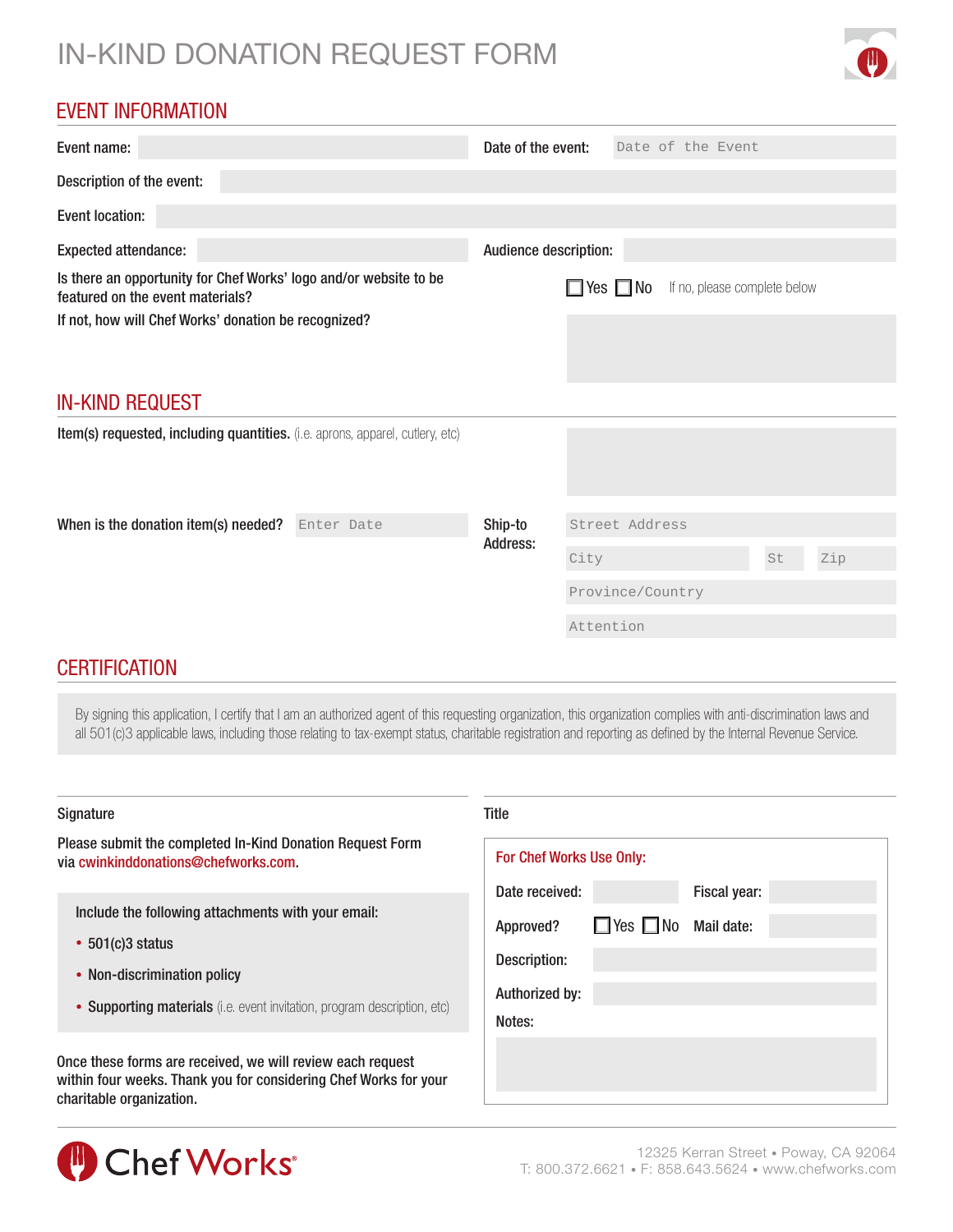# IN-KIND DONATION REQUEST FORM

## EVENT INFORMATION

Event name: 

Date of the event: Date of the Event

Description of the event: 

Event location: 

Expected attendance: 

Audience description: 

Is there an opportunity for Chef Works' logo and/or website to be featured on the event materials?

☐ Yes ☐ No If no, please complete below

If not, how will Chef Works' donation be recognized?

## IN-KIND REQUEST

**Item(s) requested, including quantities.** (i.e. aprons, apparel, cutlery, etc)

When is the donation item(s) needed? Enter Date

Ship-to Address:

Street Address

City St Zip

Province/Country

Attention

## CERTIFICATION

By signing this application, I certify that I am an authorized agent of this requesting organization, this organization complies with anti-discrimination laws and all 501(c)3 applicable laws, including those relating to tax-exempt status, charitable registration and reporting as defined by the Internal Revenue Service.

Signature

Title

Please submit the completed In-Kind Donation Request Form via cwinkinddonations@chefworks.com.

Include the following attachments with your email:

- 501(c)3 status
- Non-discrimination policy
- Supporting materials (i.e. event invitation, program description, etc)

Once these forms are received, we will review each request within four weeks. Thank you for considering Chef Works for your charitable organization.

**For Chef Works Use Only:**

Date received: 

Fiscal year: 

Approved? ☐ Yes ☐ No

Mail date: 

Description: 

Authorized by: 

Notes: 

Chef Works®

12325 Kerran Street • Poway, CA 92064
T: 800.372.6621 • F: 858.643.5624 • www.chefworks.com